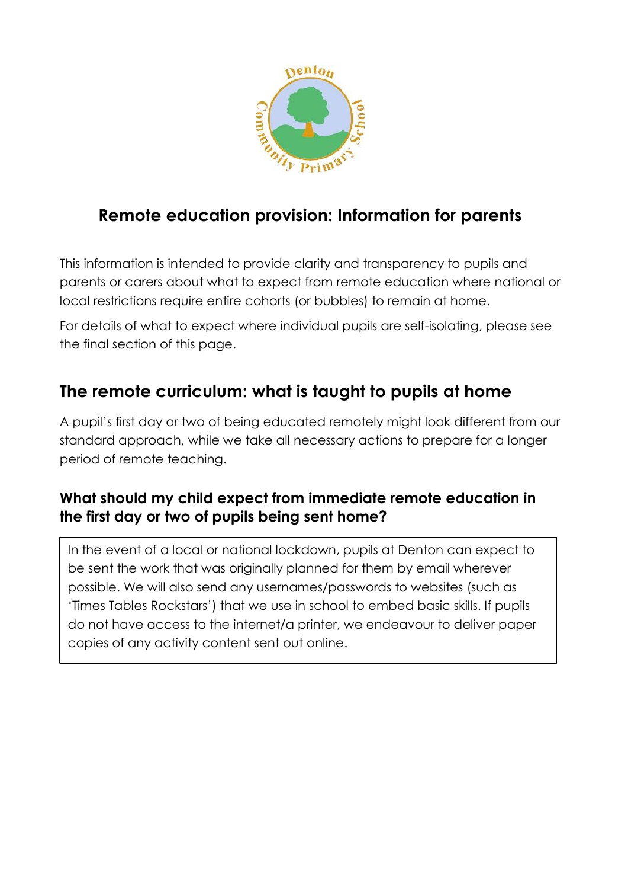# Remote education provision: Information for parents

This information is intended to provide clarity and transparency to pupils and parents or carers about what to expect from remote education where national or local restrictions require entire cohorts (or bubbles) to remain at home.

For details of what to expect where individual pupils are self-isolating, please see the final section of this page.

## The remote curriculum: what is taught to pupils at home

A pupil's first day or two of being educated remotely might look different from our standard approach, while we take all necessary actions to prepare for a longer period of remote teaching.

### What should my child expect from immediate remote education in the first day or two of pupils being sent home?

In the event of a local or national lockdown, pupils at Denton can expect to be sent the work that was originally planned for them by email wherever possible. We will also send any usernames/passwords to websites (such as 'Times Tables Rockstars') that we use in school to embed basic skills. If pupils do not have access to the internet/a printer, we endeavour to deliver paper copies of any activity content sent out online.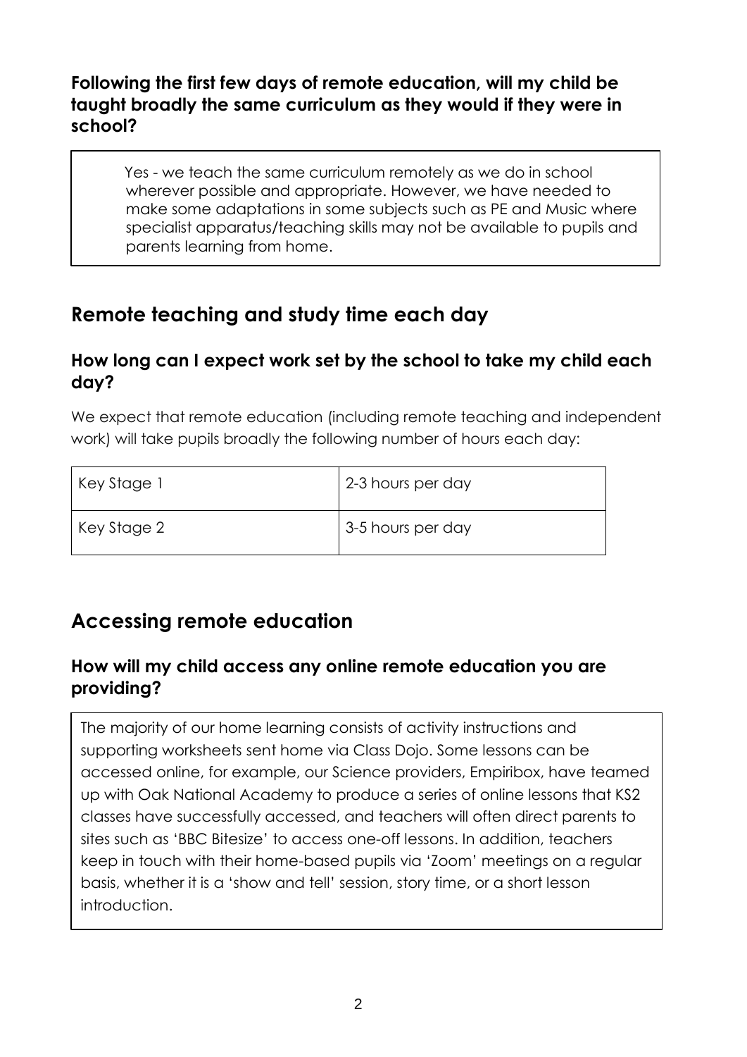### Following the first few days of remote education, will my child be taught broadly the same curriculum as they would if they were in school?

Yes - we teach the same curriculum remotely as we do in school wherever possible and appropriate. However, we have needed to make some adaptations in some subjects such as PE and Music where specialist apparatus/teaching skills may not be available to pupils and parents learning from home.

## Remote teaching and study time each day

### How long can I expect work set by the school to take my child each day?

We expect that remote education (including remote teaching and independent work) will take pupils broadly the following number of hours each day:

| | |
|---|---|
| Key Stage 1 | 2-3 hours per day |
| Key Stage 2 | 3-5 hours per day |

## Accessing remote education

### How will my child access any online remote education you are providing?

The majority of our home learning consists of activity instructions and supporting worksheets sent home via Class Dojo. Some lessons can be accessed online, for example, our Science providers, Empiribox, have teamed up with Oak National Academy to produce a series of online lessons that KS2 classes have successfully accessed, and teachers will often direct parents to sites such as 'BBC Bitesize' to access one-off lessons. In addition, teachers keep in touch with their home-based pupils via 'Zoom' meetings on a regular basis, whether it is a 'show and tell' session, story time, or a short lesson introduction.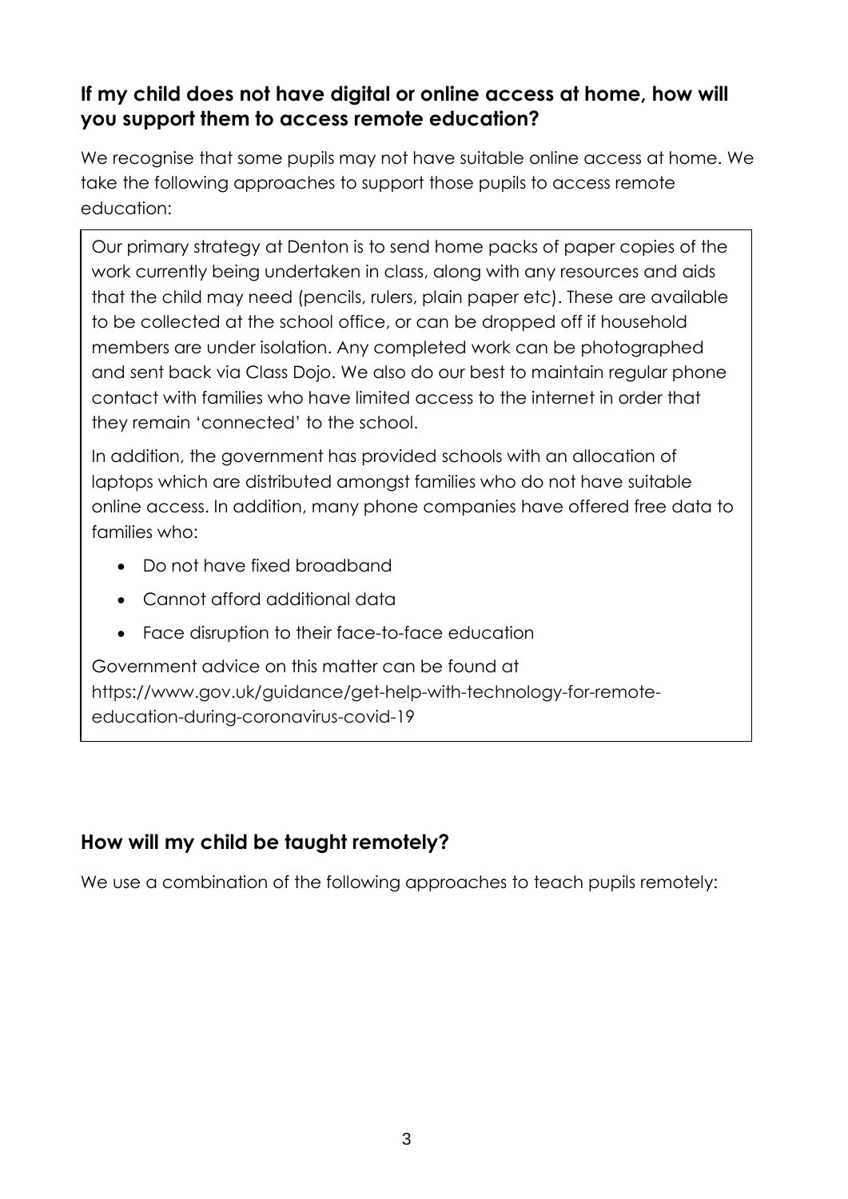## If my child does not have digital or online access at home, how will you support them to access remote education?

We recognise that some pupils may not have suitable online access at home. We take the following approaches to support those pupils to access remote education:

Our primary strategy at Denton is to send home packs of paper copies of the work currently being undertaken in class, along with any resources and aids that the child may need (pencils, rulers, plain paper etc). These are available to be collected at the school office, or can be dropped off if household members are under isolation. Any completed work can be photographed and sent back via Class Dojo. We also do our best to maintain regular phone contact with families who have limited access to the internet in order that they remain 'connected' to the school.

In addition, the government has provided schools with an allocation of laptops which are distributed amongst families who do not have suitable online access. In addition, many phone companies have offered free data to families who:

- Do not have fixed broadband
- Cannot afford additional data
- Face disruption to their face-to-face education

Government advice on this matter can be found at https://www.gov.uk/guidance/get-help-with-technology-for-remote-education-during-coronavirus-covid-19

## How will my child be taught remotely?

We use a combination of the following approaches to teach pupils remotely: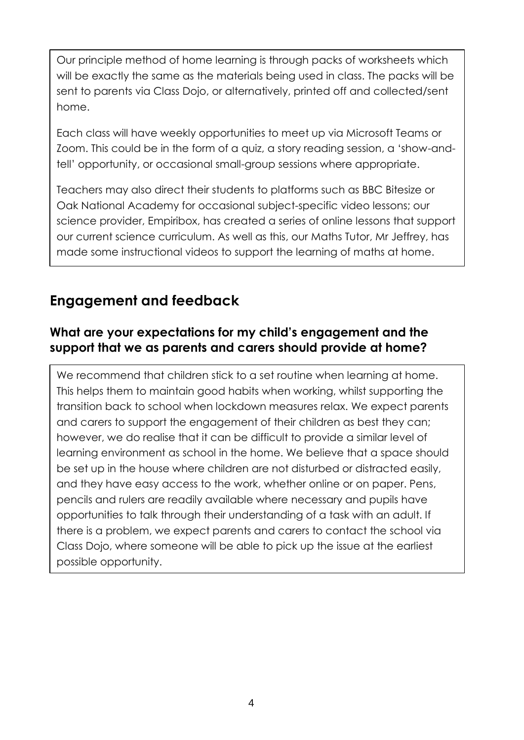Our principle method of home learning is through packs of worksheets which will be exactly the same as the materials being used in class. The packs will be sent to parents via Class Dojo, or alternatively, printed off and collected/sent home.

Each class will have weekly opportunities to meet up via Microsoft Teams or Zoom. This could be in the form of a quiz, a story reading session, a 'show-and-tell' opportunity, or occasional small-group sessions where appropriate.

Teachers may also direct their students to platforms such as BBC Bitesize or Oak National Academy for occasional subject-specific video lessons; our science provider, Empiribox, has created a series of online lessons that support our current science curriculum. As well as this, our Maths Tutor, Mr Jeffrey, has made some instructional videos to support the learning of maths at home.

## Engagement and feedback

### What are your expectations for my child's engagement and the support that we as parents and carers should provide at home?

We recommend that children stick to a set routine when learning at home. This helps them to maintain good habits when working, whilst supporting the transition back to school when lockdown measures relax. We expect parents and carers to support the engagement of their children as best they can; however, we do realise that it can be difficult to provide a similar level of learning environment as school in the home. We believe that a space should be set up in the house where children are not disturbed or distracted easily, and they have easy access to the work, whether online or on paper. Pens, pencils and rulers are readily available where necessary and pupils have opportunities to talk through their understanding of a task with an adult. If there is a problem, we expect parents and carers to contact the school via Class Dojo, where someone will be able to pick up the issue at the earliest possible opportunity.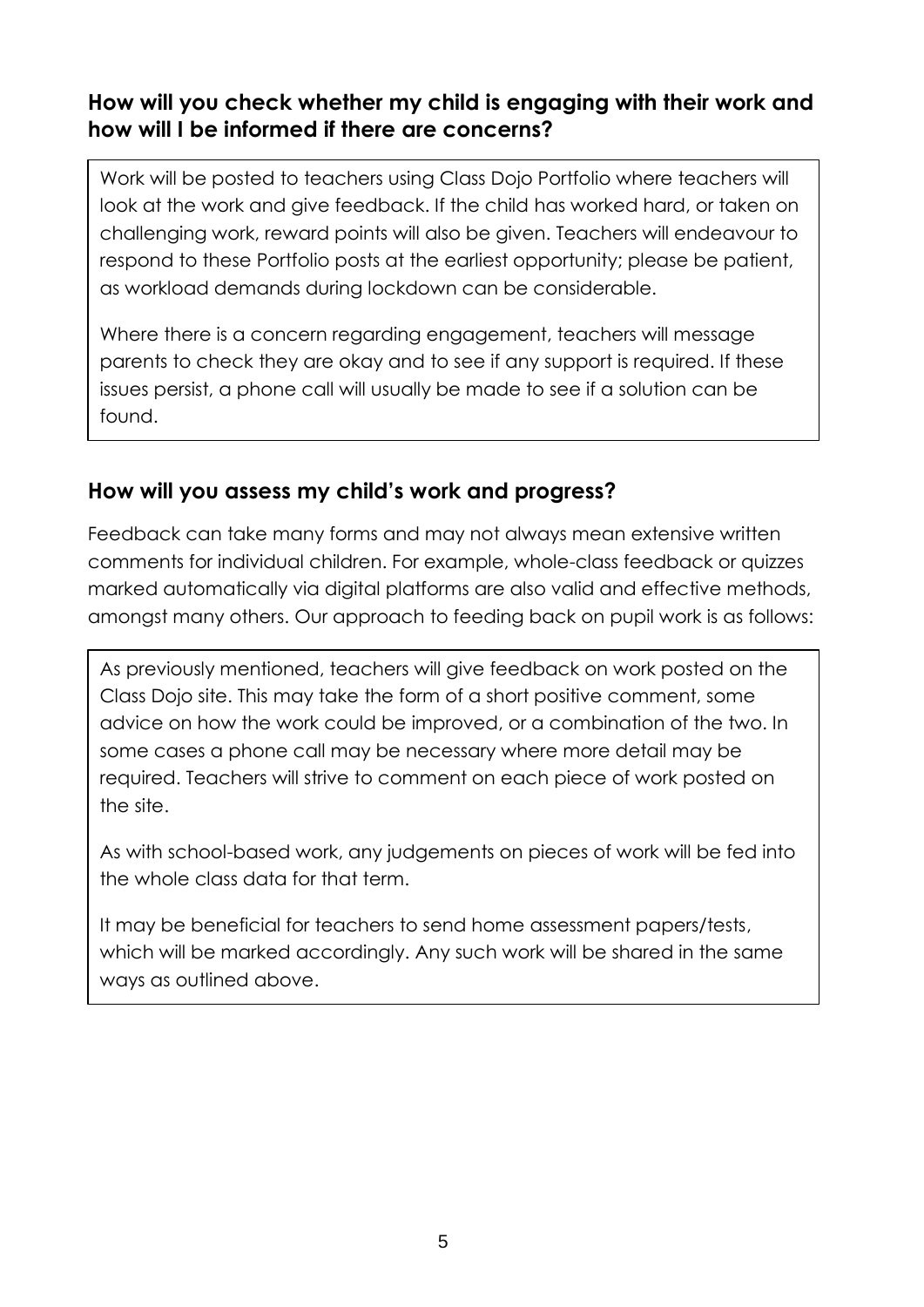### How will you check whether my child is engaging with their work and how will I be informed if there are concerns?

Work will be posted to teachers using Class Dojo Portfolio where teachers will look at the work and give feedback. If the child has worked hard, or taken on challenging work, reward points will also be given. Teachers will endeavour to respond to these Portfolio posts at the earliest opportunity; please be patient, as workload demands during lockdown can be considerable.

Where there is a concern regarding engagement, teachers will message parents to check they are okay and to see if any support is required. If these issues persist, a phone call will usually be made to see if a solution can be found.

### How will you assess my child's work and progress?

Feedback can take many forms and may not always mean extensive written comments for individual children. For example, whole-class feedback or quizzes marked automatically via digital platforms are also valid and effective methods, amongst many others. Our approach to feeding back on pupil work is as follows:

As previously mentioned, teachers will give feedback on work posted on the Class Dojo site. This may take the form of a short positive comment, some advice on how the work could be improved, or a combination of the two. In some cases a phone call may be necessary where more detail may be required. Teachers will strive to comment on each piece of work posted on the site.

As with school-based work, any judgements on pieces of work will be fed into the whole class data for that term.

It may be beneficial for teachers to send home assessment papers/tests, which will be marked accordingly. Any such work will be shared in the same ways as outlined above.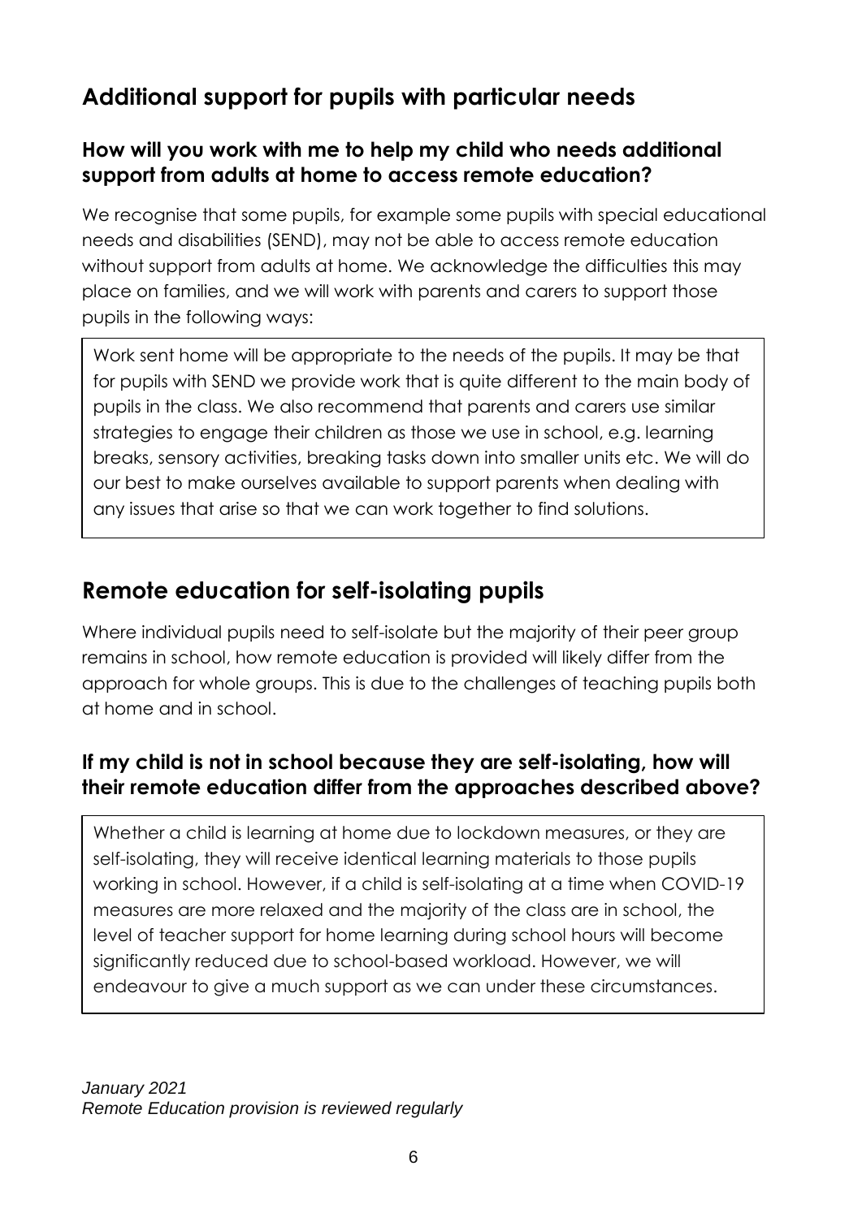## Additional support for pupils with particular needs

### How will you work with me to help my child who needs additional support from adults at home to access remote education?

We recognise that some pupils, for example some pupils with special educational needs and disabilities (SEND), may not be able to access remote education without support from adults at home. We acknowledge the difficulties this may place on families, and we will work with parents and carers to support those pupils in the following ways:

Work sent home will be appropriate to the needs of the pupils. It may be that for pupils with SEND we provide work that is quite different to the main body of pupils in the class. We also recommend that parents and carers use similar strategies to engage their children as those we use in school, e.g. learning breaks, sensory activities, breaking tasks down into smaller units etc. We will do our best to make ourselves available to support parents when dealing with any issues that arise so that we can work together to find solutions.

## Remote education for self-isolating pupils

Where individual pupils need to self-isolate but the majority of their peer group remains in school, how remote education is provided will likely differ from the approach for whole groups. This is due to the challenges of teaching pupils both at home and in school.

### If my child is not in school because they are self-isolating, how will their remote education differ from the approaches described above?

Whether a child is learning at home due to lockdown measures, or they are self-isolating, they will receive identical learning materials to those pupils working in school. However, if a child is self-isolating at a time when COVID-19 measures are more relaxed and the majority of the class are in school, the level of teacher support for home learning during school hours will become significantly reduced due to school-based workload. However, we will endeavour to give a much support as we can under these circumstances.

*January 2021*
*Remote Education provision is reviewed regularly*